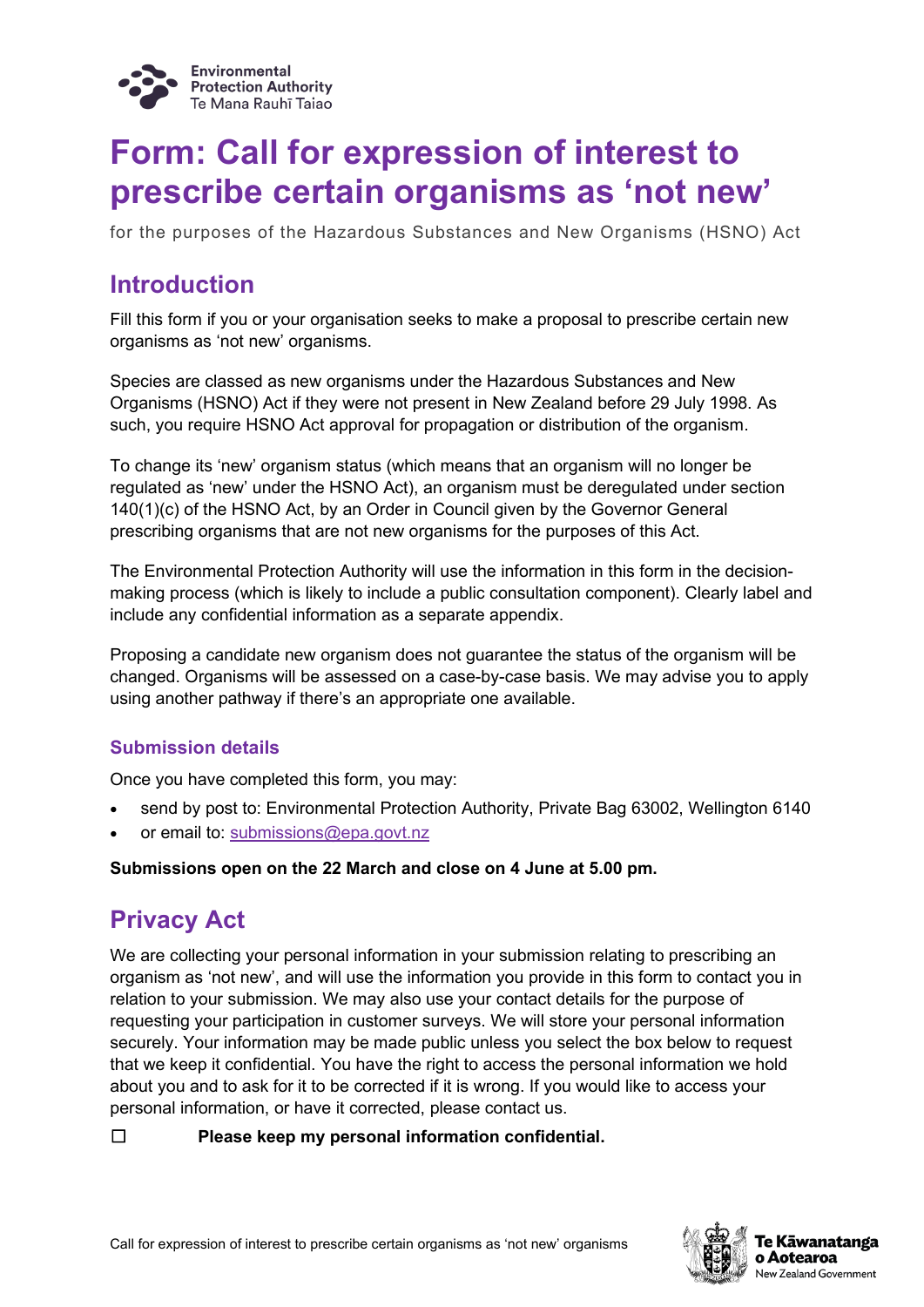Environmental Protection Authority
Te Mana Rauhī Taiao

# Form: Call for expression of interest to prescribe certain organisms as 'not new'

for the purposes of the Hazardous Substances and New Organisms (HSNO) Act

## Introduction

Fill this form if you or your organisation seeks to make a proposal to prescribe certain new organisms as 'not new' organisms.

Species are classed as new organisms under the Hazardous Substances and New Organisms (HSNO) Act if they were not present in New Zealand before 29 July 1998. As such, you require HSNO Act approval for propagation or distribution of the organism.

To change its 'new' organism status (which means that an organism will no longer be regulated as 'new' under the HSNO Act), an organism must be deregulated under section 140(1)(c) of the HSNO Act, by an Order in Council given by the Governor General prescribing organisms that are not new organisms for the purposes of this Act.

The Environmental Protection Authority will use the information in this form in the decision-making process (which is likely to include a public consultation component). Clearly label and include any confidential information as a separate appendix.

Proposing a candidate new organism does not guarantee the status of the organism will be changed. Organisms will be assessed on a case-by-case basis. We may advise you to apply using another pathway if there's an appropriate one available.

### Submission details

Once you have completed this form, you may:

- send by post to: Environmental Protection Authority, Private Bag 63002, Wellington 6140
- or email to: submissions@epa.govt.nz

**Submissions open on the 22 March and close on 4 June at 5.00 pm.**

## Privacy Act

We are collecting your personal information in your submission relating to prescribing an organism as 'not new', and will use the information you provide in this form to contact you in relation to your submission. We may also use your contact details for the purpose of requesting your participation in customer surveys. We will store your personal information securely. Your information may be made public unless you select the box below to request that we keep it confidential. You have the right to access the personal information we hold about you and to ask for it to be corrected if it is wrong. If you would like to access your personal information, or have it corrected, please contact us.

☐ **Please keep my personal information confidential.**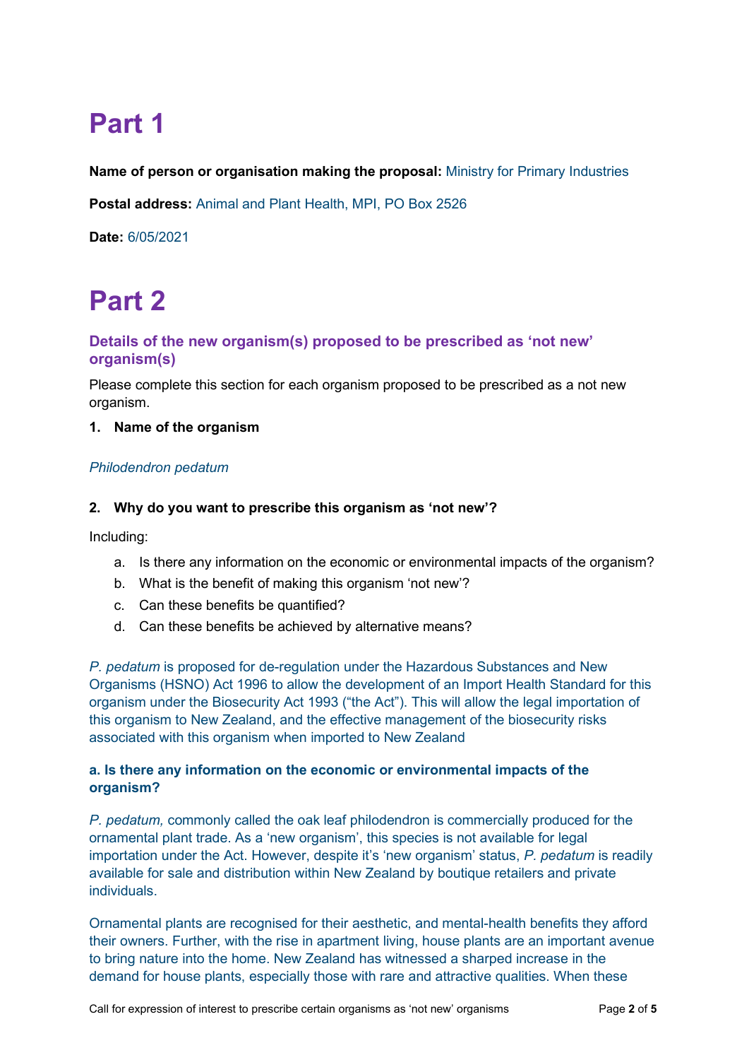# Part 1

**Name of person or organisation making the proposal:** Ministry for Primary Industries

**Postal address:** Animal and Plant Health, MPI, PO Box 2526

**Date:** 6/05/2021

# Part 2

### Details of the new organism(s) proposed to be prescribed as 'not new' organism(s)

Please complete this section for each organism proposed to be prescribed as a not new organism.

1. **Name of the organism**

*Philodendron pedatum*

2. **Why do you want to prescribe this organism as 'not new'?**

Including:

a. Is there any information on the economic or environmental impacts of the organism?
b. What is the benefit of making this organism 'not new'?
c. Can these benefits be quantified?
d. Can these benefits be achieved by alternative means?

*P. pedatum* is proposed for de-regulation under the Hazardous Substances and New Organisms (HSNO) Act 1996 to allow the development of an Import Health Standard for this organism under the Biosecurity Act 1993 ("the Act"). This will allow the legal importation of this organism to New Zealand, and the effective management of the biosecurity risks associated with this organism when imported to New Zealand

**a. Is there any information on the economic or environmental impacts of the organism?**

*P. pedatum,* commonly called the oak leaf philodendron is commercially produced for the ornamental plant trade. As a 'new organism', this species is not available for legal importation under the Act. However, despite it's 'new organism' status, *P. pedatum* is readily available for sale and distribution within New Zealand by boutique retailers and private individuals.

Ornamental plants are recognised for their aesthetic, and mental-health benefits they afford their owners. Further, with the rise in apartment living, house plants are an important avenue to bring nature into the home. New Zealand has witnessed a sharped increase in the demand for house plants, especially those with rare and attractive qualities. When these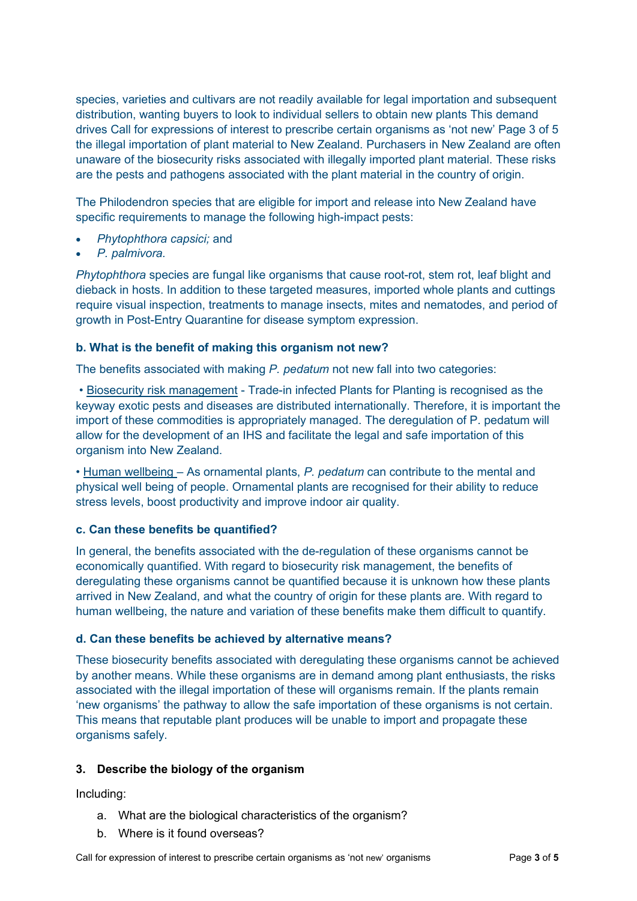species, varieties and cultivars are not readily available for legal importation and subsequent distribution, wanting buyers to look to individual sellers to obtain new plants This demand drives Call for expressions of interest to prescribe certain organisms as 'not new' Page 3 of 5 the illegal importation of plant material to New Zealand. Purchasers in New Zealand are often unaware of the biosecurity risks associated with illegally imported plant material. These risks are the pests and pathogens associated with the plant material in the country of origin.

The Philodendron species that are eligible for import and release into New Zealand have specific requirements to manage the following high-impact pests:

- *Phytophthora capsici;* and
- *P. palmivora.*

*Phytophthora* species are fungal like organisms that cause root-rot, stem rot, leaf blight and dieback in hosts. In addition to these targeted measures, imported whole plants and cuttings require visual inspection, treatments to manage insects, mites and nematodes, and period of growth in Post-Entry Quarantine for disease symptom expression.

**b. What is the benefit of making this organism not new?**

The benefits associated with making *P. pedatum* not new fall into two categories:

- Biosecurity risk management - Trade-in infected Plants for Planting is recognised as the keyway exotic pests and diseases are distributed internationally. Therefore, it is important the import of these commodities is appropriately managed. The deregulation of P. pedatum will allow for the development of an IHS and facilitate the legal and safe importation of this organism into New Zealand.
- Human wellbeing – As ornamental plants, *P. pedatum* can contribute to the mental and physical well being of people. Ornamental plants are recognised for their ability to reduce stress levels, boost productivity and improve indoor air quality.

**c. Can these benefits be quantified?**

In general, the benefits associated with the de-regulation of these organisms cannot be economically quantified. With regard to biosecurity risk management, the benefits of deregulating these organisms cannot be quantified because it is unknown how these plants arrived in New Zealand, and what the country of origin for these plants are. With regard to human wellbeing, the nature and variation of these benefits make them difficult to quantify.

**d. Can these benefits be achieved by alternative means?**

These biosecurity benefits associated with deregulating these organisms cannot be achieved by another means. While these organisms are in demand among plant enthusiasts, the risks associated with the illegal importation of these will organisms remain. If the plants remain 'new organisms' the pathway to allow the safe importation of these organisms is not certain. This means that reputable plant produces will be unable to import and propagate these organisms safely.

**3. Describe the biology of the organism**

Including:

a. What are the biological characteristics of the organism?
b. Where is it found overseas?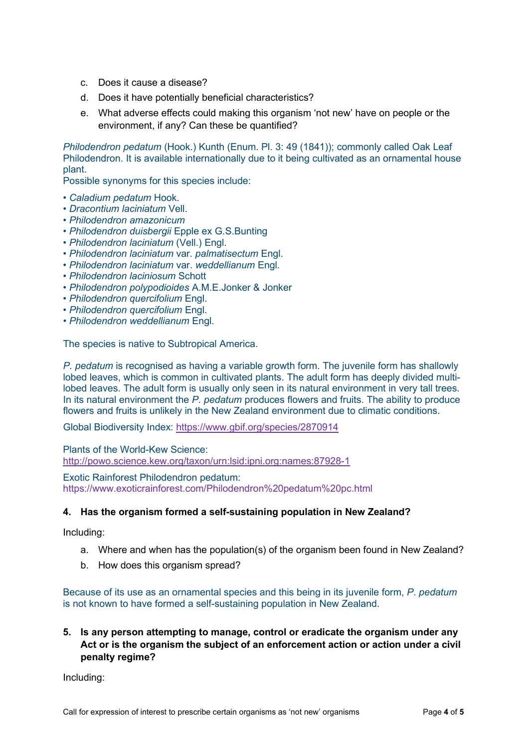c. Does it cause a disease?

d. Does it have potentially beneficial characteristics?

e. What adverse effects could making this organism 'not new' have on people or the environment, if any? Can these be quantified?

*Philodendron pedatum* (Hook.) Kunth (Enum. Pl. 3: 49 (1841)); commonly called Oak Leaf Philodendron. It is available internationally due to it being cultivated as an ornamental house plant.

Possible synonyms for this species include:

- *Caladium pedatum* Hook.
- *Dracontium laciniatum* Vell.
- *Philodendron amazonicum*
- *Philodendron duisbergii* Epple ex G.S.Bunting
- *Philodendron laciniatum* (Vell.) Engl.
- *Philodendron laciniatum* var. *palmatisectum* Engl.
- *Philodendron laciniatum* var. *weddellianum* Engl.
- *Philodendron laciniosum* Schott
- *Philodendron polypodioides* A.M.E.Jonker & Jonker
- *Philodendron quercifolium* Engl.
- *Philodendron quercifolium* Engl.
- *Philodendron weddellianum* Engl.

The species is native to Subtropical America.

*P. pedatum* is recognised as having a variable growth form. The juvenile form has shallowly lobed leaves, which is common in cultivated plants. The adult form has deeply divided multi-lobed leaves. The adult form is usually only seen in its natural environment in very tall trees. In its natural environment the *P. pedatum* produces flowers and fruits. The ability to produce flowers and fruits is unlikely in the New Zealand environment due to climatic conditions.

Global Biodiversity Index: https://www.gbif.org/species/2870914

Plants of the World-Kew Science: http://powo.science.kew.org/taxon/urn:lsid:ipni.org:names:87928-1

Exotic Rainforest Philodendron pedatum: https://www.exoticrainforest.com/Philodendron%20pedatum%20pc.html

**4. Has the organism formed a self-sustaining population in New Zealand?**

Including:

a. Where and when has the population(s) of the organism been found in New Zealand?

b. How does this organism spread?

Because of its use as an ornamental species and this being in its juvenile form, *P. pedatum* is not known to have formed a self-sustaining population in New Zealand.

**5. Is any person attempting to manage, control or eradicate the organism under any Act or is the organism the subject of an enforcement action or action under a civil penalty regime?**

Including: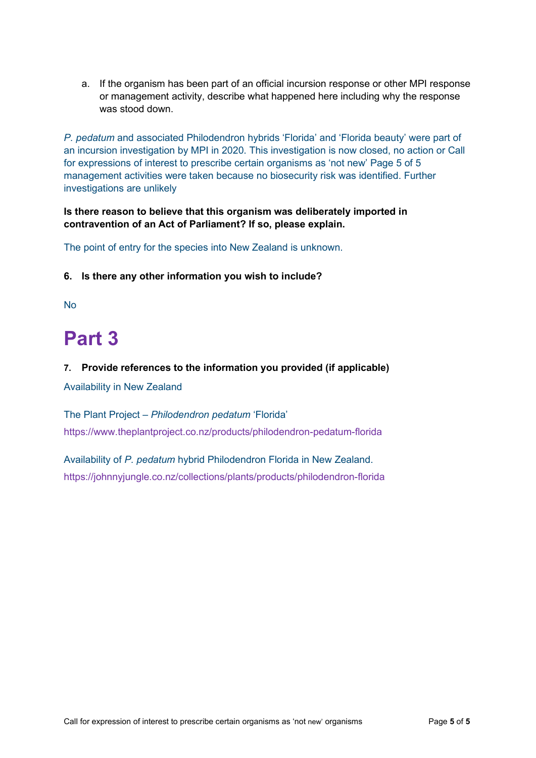a. If the organism has been part of an official incursion response or other MPI response or management activity, describe what happened here including why the response was stood down.

*P. pedatum* and associated Philodendron hybrids 'Florida' and 'Florida beauty' were part of an incursion investigation by MPI in 2020. This investigation is now closed, no action or Call for expressions of interest to prescribe certain organisms as 'not new' Page 5 of 5 management activities were taken because no biosecurity risk was identified. Further investigations are unlikely

**Is there reason to believe that this organism was deliberately imported in contravention of an Act of Parliament? If so, please explain.**

The point of entry for the species into New Zealand is unknown.

**6. Is there any other information you wish to include?**

No

# Part 3

**7. Provide references to the information you provided (if applicable)**

Availability in New Zealand

The Plant Project – *Philodendron pedatum* 'Florida'
https://www.theplantproject.co.nz/products/philodendron-pedatum-florida

Availability of *P. pedatum* hybrid Philodendron Florida in New Zealand.
https://johnnyjungle.co.nz/collections/plants/products/philodendron-florida